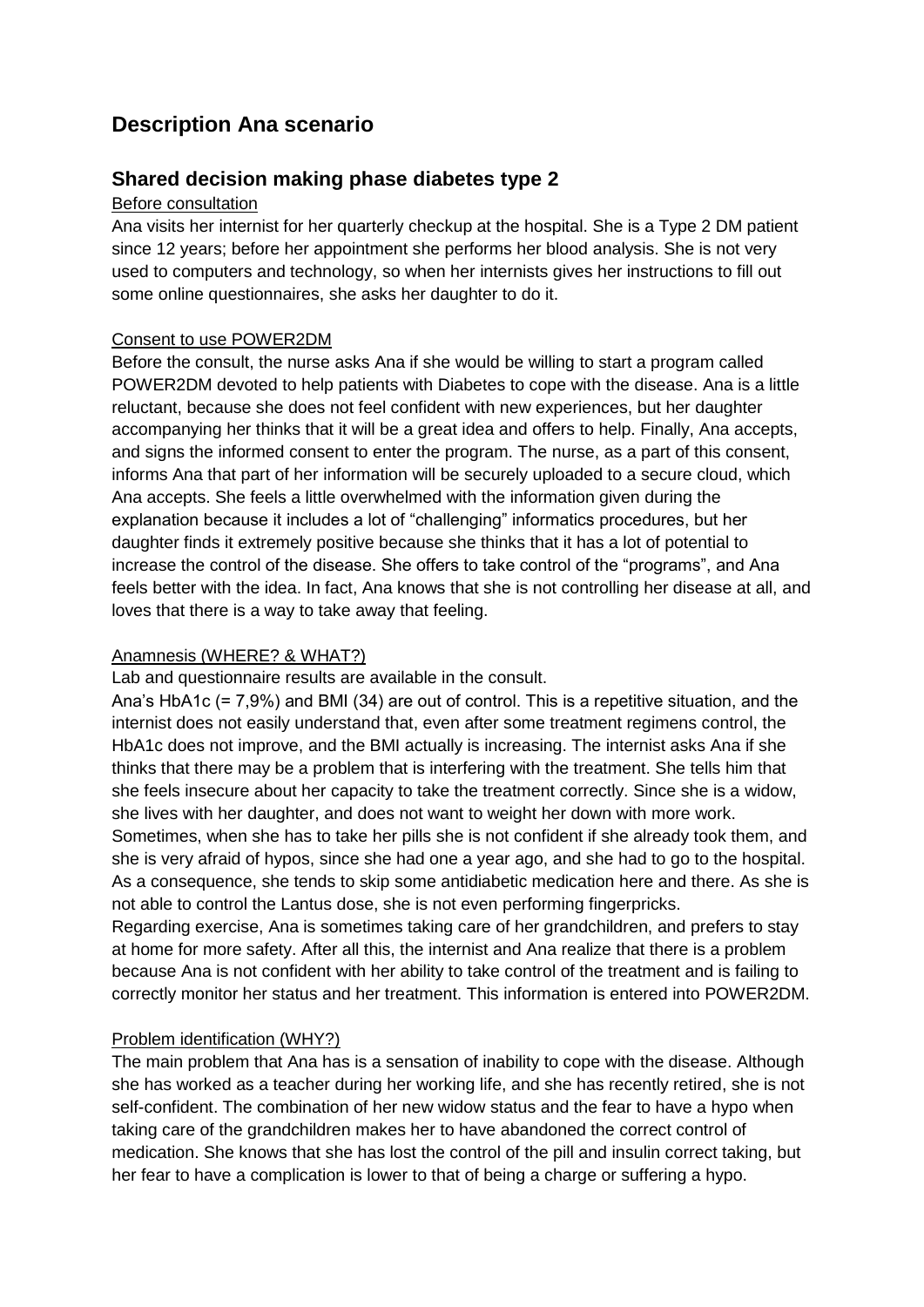# Description Ana scenario

## Shared decision making phase diabetes type 2

Before consultation

Ana visits her internist for her quarterly checkup at the hospital. She is a Type 2 DM patient since 12 years; before her appointment she performs her blood analysis. She is not very used to computers and technology, so when her internists gives her instructions to fill out some online questionnaires, she asks her daughter to do it.

Consent to use POWER2DM

Before the consult, the nurse asks Ana if she would be willing to start a program called POWER2DM devoted to help patients with Diabetes to cope with the disease. Ana is a little reluctant, because she does not feel confident with new experiences, but her daughter accompanying her thinks that it will be a great idea and offers to help. Finally, Ana accepts, and signs the informed consent to enter the program. The nurse, as a part of this consent, informs Ana that part of her information will be securely uploaded to a secure cloud, which Ana accepts. She feels a little overwhelmed with the information given during the explanation because it includes a lot of "challenging" informatics procedures, but her daughter finds it extremely positive because she thinks that it has a lot of potential to increase the control of the disease. She offers to take control of the "programs", and Ana feels better with the idea. In fact, Ana knows that she is not controlling her disease at all, and loves that there is a way to take away that feeling.

Anamnesis (WHERE? & WHAT?)

Lab and questionnaire results are available in the consult.

Ana's HbA1c (= 7,9%) and BMI (34) are out of control. This is a repetitive situation, and the internist does not easily understand that, even after some treatment regimens control, the HbA1c does not improve, and the BMI actually is increasing. The internist asks Ana if she thinks that there may be a problem that is interfering with the treatment. She tells him that she feels insecure about her capacity to take the treatment correctly. Since she is a widow, she lives with her daughter, and does not want to weight her down with more work. Sometimes, when she has to take her pills she is not confident if she already took them, and she is very afraid of hypos, since she had one a year ago, and she had to go to the hospital. As a consequence, she tends to skip some antidiabetic medication here and there. As she is not able to control the Lantus dose, she is not even performing fingerpricks.

Regarding exercise, Ana is sometimes taking care of her grandchildren, and prefers to stay at home for more safety. After all this, the internist and Ana realize that there is a problem because Ana is not confident with her ability to take control of the treatment and is failing to correctly monitor her status and her treatment. This information is entered into POWER2DM.

Problem identification (WHY?)

The main problem that Ana has is a sensation of inability to cope with the disease. Although she has worked as a teacher during her working life, and she has recently retired, she is not self-confident. The combination of her new widow status and the fear to have a hypo when taking care of the grandchildren makes her to have abandoned the correct control of medication. She knows that she has lost the control of the pill and insulin correct taking, but her fear to have a complication is lower to that of being a charge or suffering a hypo.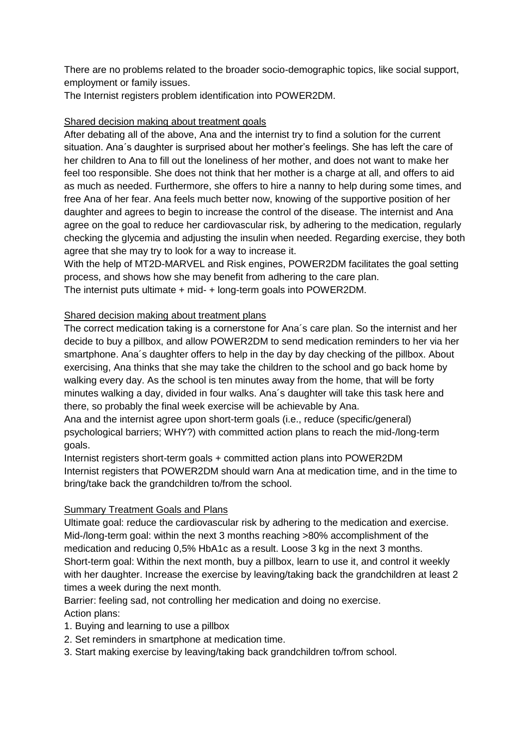There are no problems related to the broader socio-demographic topics, like social support, employment or family issues.

The Internist registers problem identification into POWER2DM.

<u>Shared decision making about treatment goals</u>

After debating all of the above, Ana and the internist try to find a solution for the current situation. Ana´s daughter is surprised about her mother's feelings. She has left the care of her children to Ana to fill out the loneliness of her mother, and does not want to make her feel too responsible. She does not think that her mother is a charge at all, and offers to aid as much as needed. Furthermore, she offers to hire a nanny to help during some times, and free Ana of her fear. Ana feels much better now, knowing of the supportive position of her daughter and agrees to begin to increase the control of the disease. The internist and Ana agree on the goal to reduce her cardiovascular risk, by adhering to the medication, regularly checking the glycemia and adjusting the insulin when needed. Regarding exercise, they both agree that she may try to look for a way to increase it.

With the help of MT2D-MARVEL and Risk engines, POWER2DM facilitates the goal setting process, and shows how she may benefit from adhering to the care plan.

The internist puts ultimate + mid- + long-term goals into POWER2DM.

<u>Shared decision making about treatment plans</u>

The correct medication taking is a cornerstone for Ana´s care plan. So the internist and her decide to buy a pillbox, and allow POWER2DM to send medication reminders to her via her smartphone. Ana´s daughter offers to help in the day by day checking of the pillbox. About exercising, Ana thinks that she may take the children to the school and go back home by walking every day. As the school is ten minutes away from the home, that will be forty minutes walking a day, divided in four walks. Ana´s daughter will take this task here and there, so probably the final week exercise will be achievable by Ana.

Ana and the internist agree upon short-term goals (i.e., reduce (specific/general) psychological barriers; WHY?) with committed action plans to reach the mid-/long-term goals.

Internist registers short-term goals + committed action plans into POWER2DM

Internist registers that POWER2DM should warn Ana at medication time, and in the time to bring/take back the grandchildren to/from the school.

<u>Summary Treatment Goals and Plans</u>

Ultimate goal: reduce the cardiovascular risk by adhering to the medication and exercise.

Mid-/long-term goal: within the next 3 months reaching >80% accomplishment of the medication and reducing 0,5% HbA1c as a result. Loose 3 kg in the next 3 months.

Short-term goal: Within the next month, buy a pillbox, learn to use it, and control it weekly with her daughter. Increase the exercise by leaving/taking back the grandchildren at least 2 times a week during the next month.

Barrier: feeling sad, not controlling her medication and doing no exercise.

Action plans:

1. Buying and learning to use a pillbox
2. Set reminders in smartphone at medication time.
3. Start making exercise by leaving/taking back grandchildren to/from school.